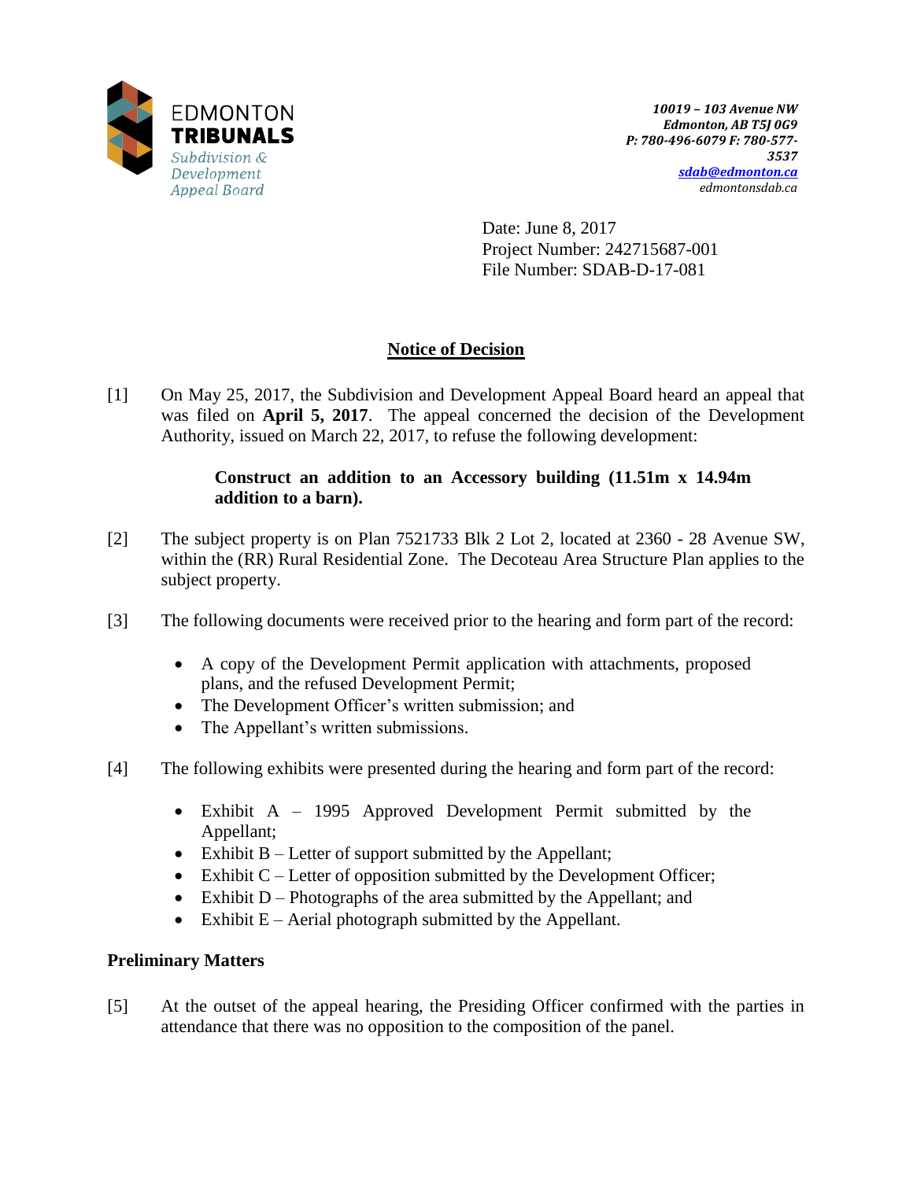EDMONTON
**TRIBUNALS**
*Subdivision & Development Appeal Board*

***10019 – 103 Avenue NW***
***Edmonton, AB T5J 0G9***
***P: 780-496-6079 F: 780-577-3537***
***sdab@edmonton.ca***
*edmontonsdab.ca*

Date: June 8, 2017
Project Number: 242715687-001
File Number: SDAB-D-17-081

## Notice of Decision

[1] On May 25, 2017, the Subdivision and Development Appeal Board heard an appeal that was filed on **April 5, 2017**. The appeal concerned the decision of the Development Authority, issued on March 22, 2017, to refuse the following development:

> **Construct an addition to an Accessory building (11.51m x 14.94m addition to a barn).**

[2] The subject property is on Plan 7521733 Blk 2 Lot 2, located at 2360 - 28 Avenue SW, within the (RR) Rural Residential Zone. The Decoteau Area Structure Plan applies to the subject property.

[3] The following documents were received prior to the hearing and form part of the record:

- A copy of the Development Permit application with attachments, proposed plans, and the refused Development Permit;
- The Development Officer's written submission; and
- The Appellant's written submissions.

[4] The following exhibits were presented during the hearing and form part of the record:

- Exhibit A – 1995 Approved Development Permit submitted by the Appellant;
- Exhibit B – Letter of support submitted by the Appellant;
- Exhibit C – Letter of opposition submitted by the Development Officer;
- Exhibit D – Photographs of the area submitted by the Appellant; and
- Exhibit E – Aerial photograph submitted by the Appellant.

### Preliminary Matters

[5] At the outset of the appeal hearing, the Presiding Officer confirmed with the parties in attendance that there was no opposition to the composition of the panel.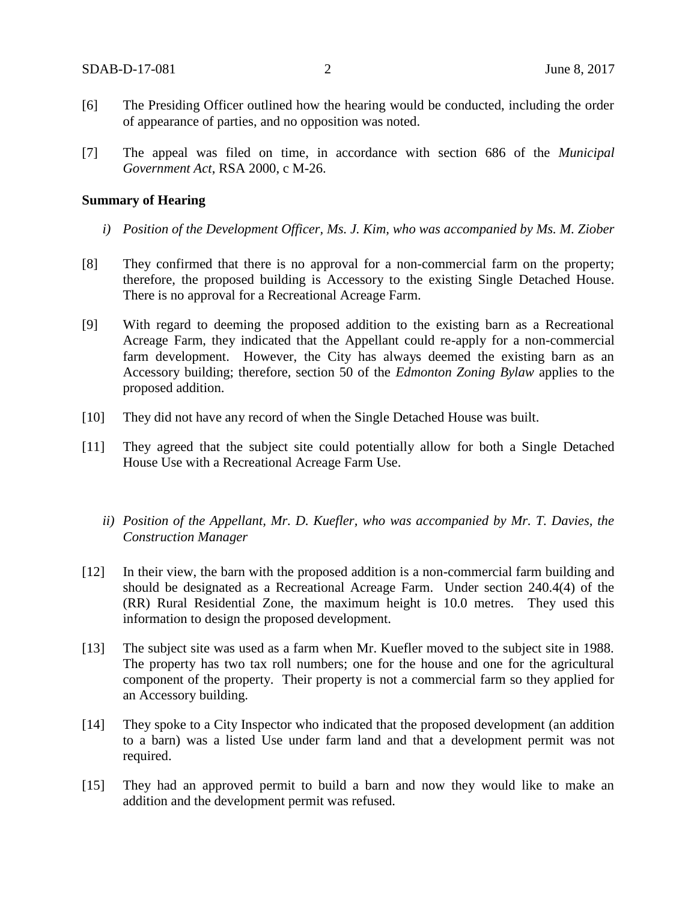[6] The Presiding Officer outlined how the hearing would be conducted, including the order of appearance of parties, and no opposition was noted.

[7] The appeal was filed on time, in accordance with section 686 of the *Municipal Government Act*, RSA 2000, c M-26.

**Summary of Hearing**

*i) Position of the Development Officer, Ms. J. Kim, who was accompanied by Ms. M. Ziober*

[8] They confirmed that there is no approval for a non-commercial farm on the property; therefore, the proposed building is Accessory to the existing Single Detached House. There is no approval for a Recreational Acreage Farm.

[9] With regard to deeming the proposed addition to the existing barn as a Recreational Acreage Farm, they indicated that the Appellant could re-apply for a non-commercial farm development. However, the City has always deemed the existing barn as an Accessory building; therefore, section 50 of the *Edmonton Zoning Bylaw* applies to the proposed addition.

[10] They did not have any record of when the Single Detached House was built.

[11] They agreed that the subject site could potentially allow for both a Single Detached House Use with a Recreational Acreage Farm Use.

*ii) Position of the Appellant, Mr. D. Kuefler, who was accompanied by Mr. T. Davies, the Construction Manager*

[12] In their view, the barn with the proposed addition is a non-commercial farm building and should be designated as a Recreational Acreage Farm. Under section 240.4(4) of the (RR) Rural Residential Zone, the maximum height is 10.0 metres. They used this information to design the proposed development.

[13] The subject site was used as a farm when Mr. Kuefler moved to the subject site in 1988. The property has two tax roll numbers; one for the house and one for the agricultural component of the property. Their property is not a commercial farm so they applied for an Accessory building.

[14] They spoke to a City Inspector who indicated that the proposed development (an addition to a barn) was a listed Use under farm land and that a development permit was not required.

[15] They had an approved permit to build a barn and now they would like to make an addition and the development permit was refused.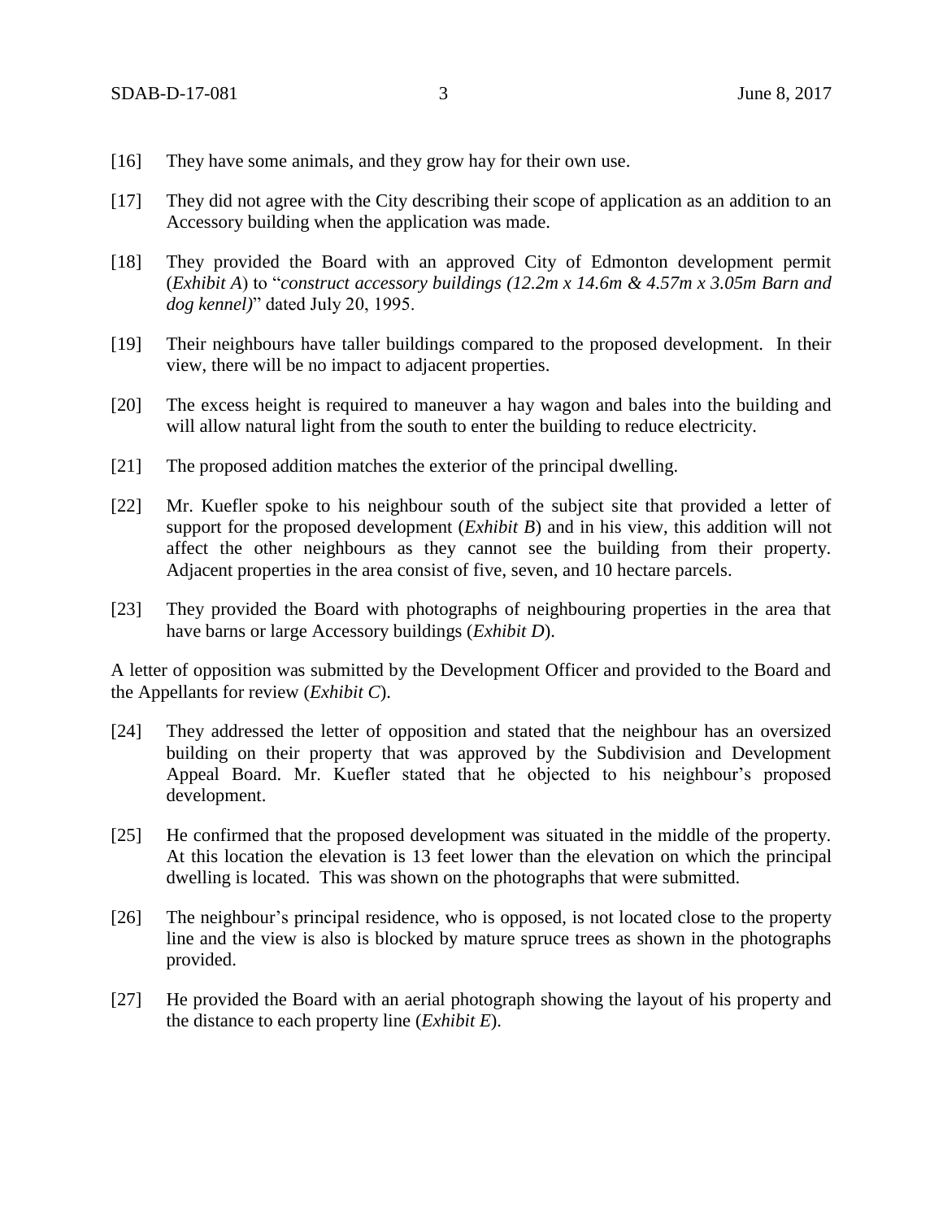[16] They have some animals, and they grow hay for their own use.

[17] They did not agree with the City describing their scope of application as an addition to an Accessory building when the application was made.

[18] They provided the Board with an approved City of Edmonton development permit (*Exhibit A*) to "*construct accessory buildings (12.2m x 14.6m & 4.57m x 3.05m Barn and dog kennel)*" dated July 20, 1995.

[19] Their neighbours have taller buildings compared to the proposed development. In their view, there will be no impact to adjacent properties.

[20] The excess height is required to maneuver a hay wagon and bales into the building and will allow natural light from the south to enter the building to reduce electricity.

[21] The proposed addition matches the exterior of the principal dwelling.

[22] Mr. Kuefler spoke to his neighbour south of the subject site that provided a letter of support for the proposed development (*Exhibit B*) and in his view, this addition will not affect the other neighbours as they cannot see the building from their property. Adjacent properties in the area consist of five, seven, and 10 hectare parcels.

[23] They provided the Board with photographs of neighbouring properties in the area that have barns or large Accessory buildings (*Exhibit D*).

A letter of opposition was submitted by the Development Officer and provided to the Board and the Appellants for review (*Exhibit C*).

[24] They addressed the letter of opposition and stated that the neighbour has an oversized building on their property that was approved by the Subdivision and Development Appeal Board. Mr. Kuefler stated that he objected to his neighbour's proposed development.

[25] He confirmed that the proposed development was situated in the middle of the property. At this location the elevation is 13 feet lower than the elevation on which the principal dwelling is located. This was shown on the photographs that were submitted.

[26] The neighbour's principal residence, who is opposed, is not located close to the property line and the view is also is blocked by mature spruce trees as shown in the photographs provided.

[27] He provided the Board with an aerial photograph showing the layout of his property and the distance to each property line (*Exhibit E*).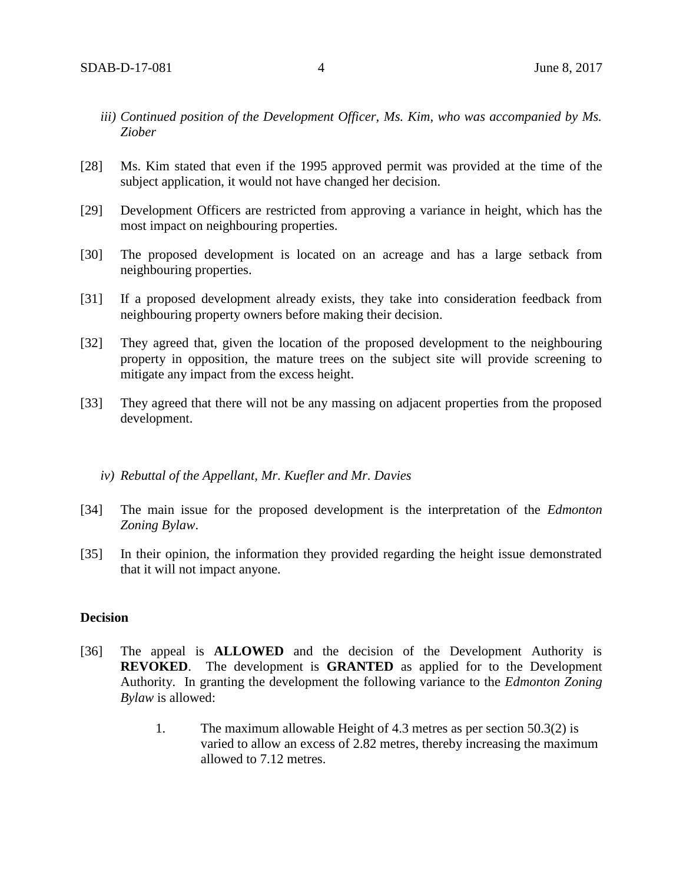*iii) Continued position of the Development Officer, Ms. Kim, who was accompanied by Ms. Ziober*

[28] Ms. Kim stated that even if the 1995 approved permit was provided at the time of the subject application, it would not have changed her decision.

[29] Development Officers are restricted from approving a variance in height, which has the most impact on neighbouring properties.

[30] The proposed development is located on an acreage and has a large setback from neighbouring properties.

[31] If a proposed development already exists, they take into consideration feedback from neighbouring property owners before making their decision.

[32] They agreed that, given the location of the proposed development to the neighbouring property in opposition, the mature trees on the subject site will provide screening to mitigate any impact from the excess height.

[33] They agreed that there will not be any massing on adjacent properties from the proposed development.

*iv) Rebuttal of the Appellant, Mr. Kuefler and Mr. Davies*

[34] The main issue for the proposed development is the interpretation of the *Edmonton Zoning Bylaw*.

[35] In their opinion, the information they provided regarding the height issue demonstrated that it will not impact anyone.

## Decision

[36] The appeal is **ALLOWED** and the decision of the Development Authority is **REVOKED**. The development is **GRANTED** as applied for to the Development Authority. In granting the development the following variance to the *Edmonton Zoning Bylaw* is allowed:

1. The maximum allowable Height of 4.3 metres as per section 50.3(2) is varied to allow an excess of 2.82 metres, thereby increasing the maximum allowed to 7.12 metres.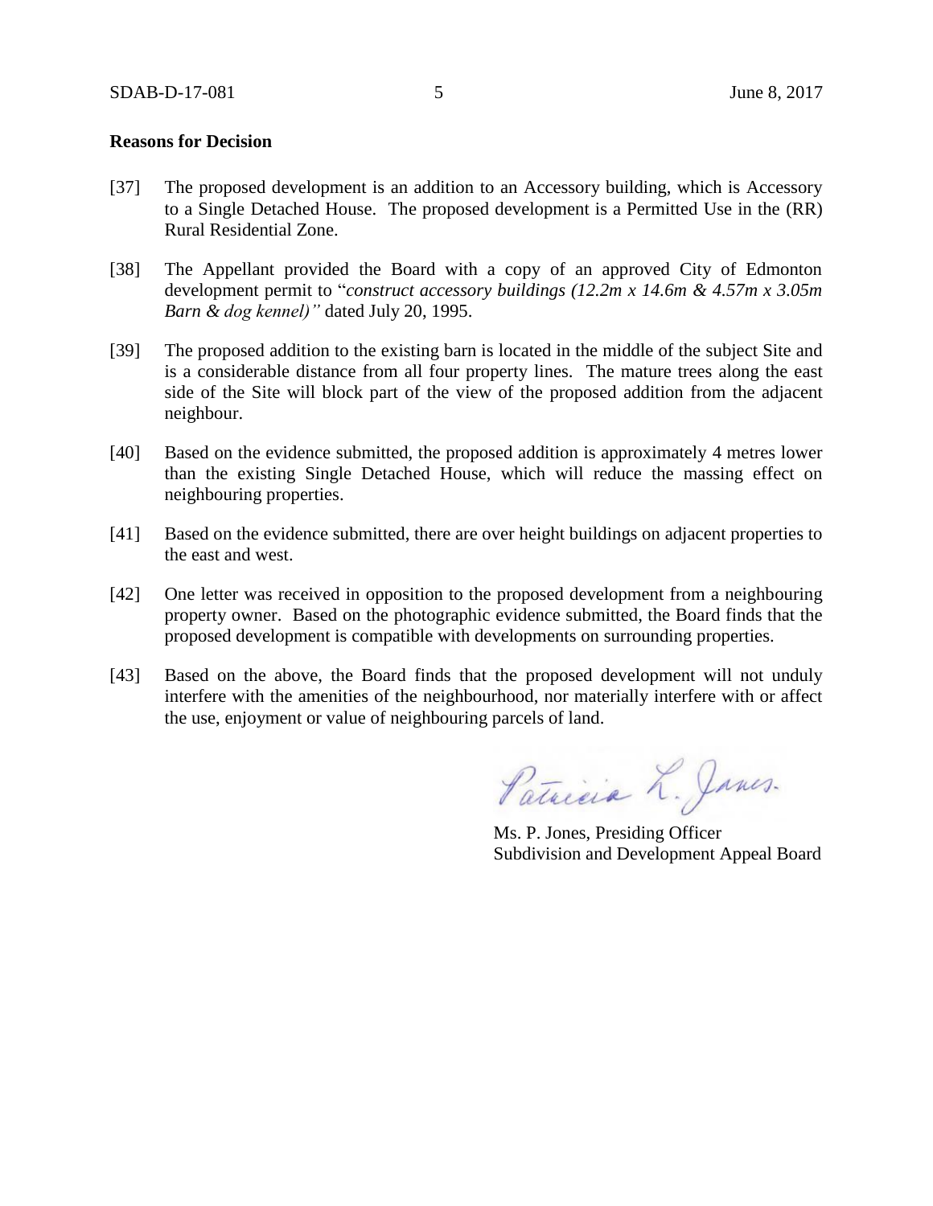**Reasons for Decision**

[37] The proposed development is an addition to an Accessory building, which is Accessory to a Single Detached House. The proposed development is a Permitted Use in the (RR) Rural Residential Zone.

[38] The Appellant provided the Board with a copy of an approved City of Edmonton development permit to "*construct accessory buildings (12.2m x 14.6m & 4.57m x 3.05m Barn & dog kennel)"* dated July 20, 1995.

[39] The proposed addition to the existing barn is located in the middle of the subject Site and is a considerable distance from all four property lines. The mature trees along the east side of the Site will block part of the view of the proposed addition from the adjacent neighbour.

[40] Based on the evidence submitted, the proposed addition is approximately 4 metres lower than the existing Single Detached House, which will reduce the massing effect on neighbouring properties.

[41] Based on the evidence submitted, there are over height buildings on adjacent properties to the east and west.

[42] One letter was received in opposition to the proposed development from a neighbouring property owner. Based on the photographic evidence submitted, the Board finds that the proposed development is compatible with developments on surrounding properties.

[43] Based on the above, the Board finds that the proposed development will not unduly interfere with the amenities of the neighbourhood, nor materially interfere with or affect the use, enjoyment or value of neighbouring parcels of land.

Ms. P. Jones, Presiding Officer
Subdivision and Development Appeal Board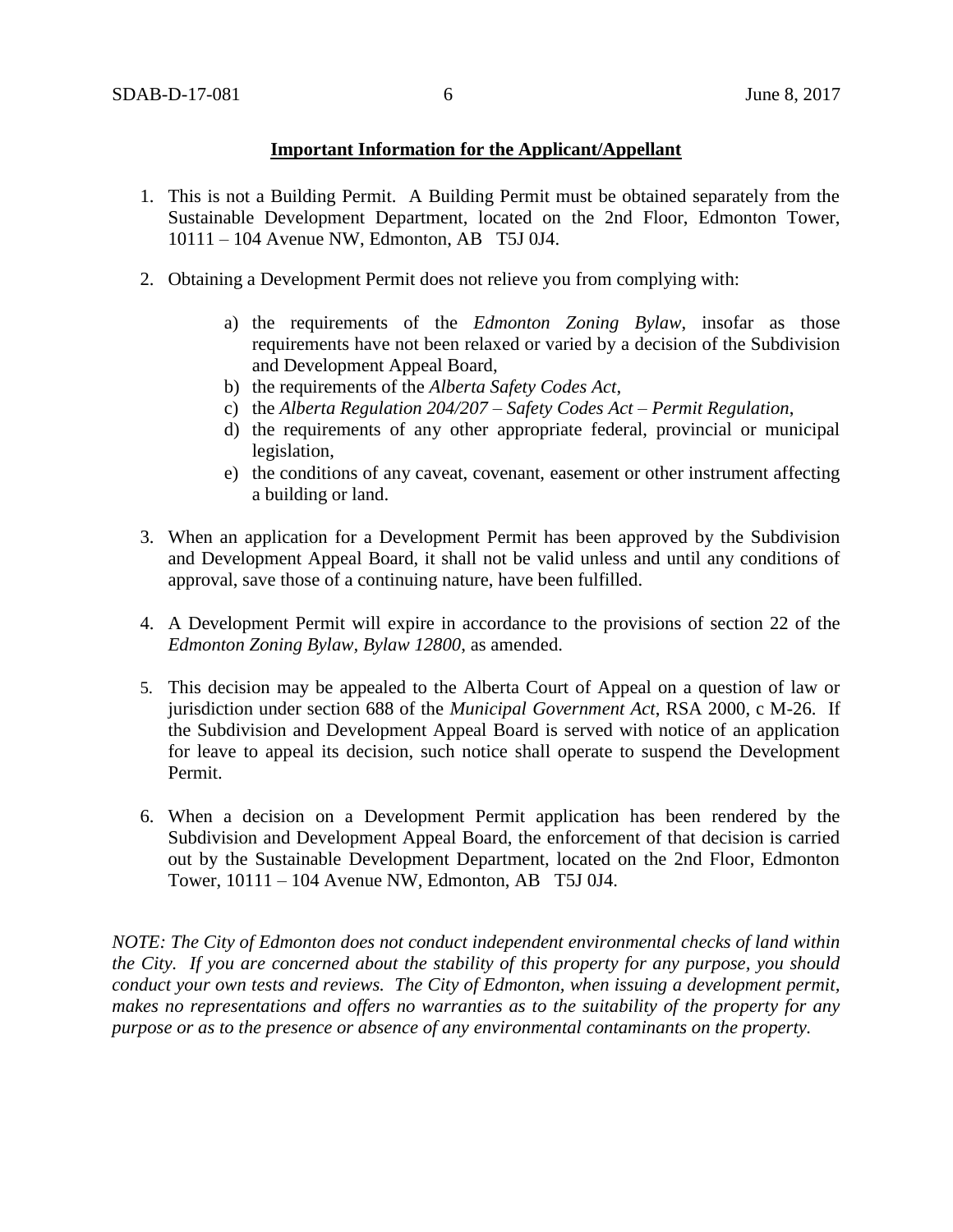**Important Information for the Applicant/Appellant**

1. This is not a Building Permit. A Building Permit must be obtained separately from the Sustainable Development Department, located on the 2nd Floor, Edmonton Tower, 10111 – 104 Avenue NW, Edmonton, AB T5J 0J4.

2. Obtaining a Development Permit does not relieve you from complying with:

    a) the requirements of the *Edmonton Zoning Bylaw*, insofar as those requirements have not been relaxed or varied by a decision of the Subdivision and Development Appeal Board,
    b) the requirements of the *Alberta Safety Codes Act*,
    c) the *Alberta Regulation 204/207 – Safety Codes Act – Permit Regulation*,
    d) the requirements of any other appropriate federal, provincial or municipal legislation,
    e) the conditions of any caveat, covenant, easement or other instrument affecting a building or land.

3. When an application for a Development Permit has been approved by the Subdivision and Development Appeal Board, it shall not be valid unless and until any conditions of approval, save those of a continuing nature, have been fulfilled.

4. A Development Permit will expire in accordance to the provisions of section 22 of the *Edmonton Zoning Bylaw, Bylaw 12800*, as amended.

5. This decision may be appealed to the Alberta Court of Appeal on a question of law or jurisdiction under section 688 of the *Municipal Government Act*, RSA 2000, c M-26. If the Subdivision and Development Appeal Board is served with notice of an application for leave to appeal its decision, such notice shall operate to suspend the Development Permit.

6. When a decision on a Development Permit application has been rendered by the Subdivision and Development Appeal Board, the enforcement of that decision is carried out by the Sustainable Development Department, located on the 2nd Floor, Edmonton Tower, 10111 – 104 Avenue NW, Edmonton, AB T5J 0J4.

*NOTE: The City of Edmonton does not conduct independent environmental checks of land within the City. If you are concerned about the stability of this property for any purpose, you should conduct your own tests and reviews. The City of Edmonton, when issuing a development permit, makes no representations and offers no warranties as to the suitability of the property for any purpose or as to the presence or absence of any environmental contaminants on the property.*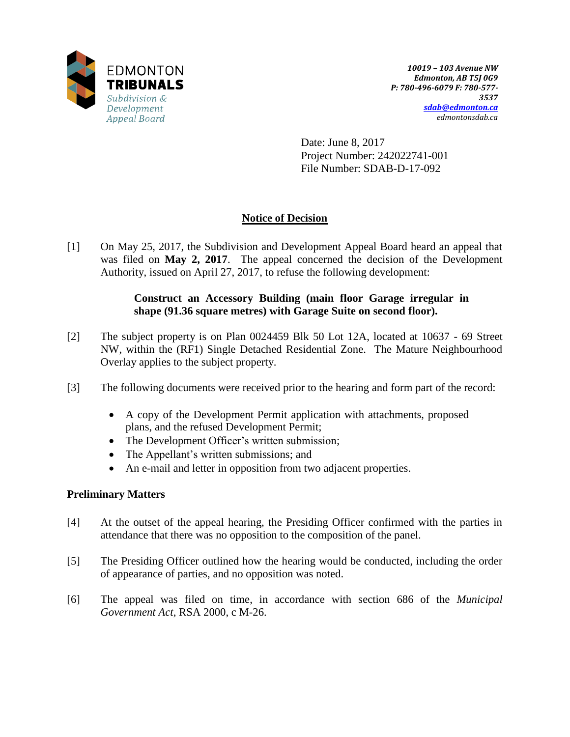EDMONTON
**TRIBUNALS**
*Subdivision & Development Appeal Board*

***10019 – 103 Avenue NW***
***Edmonton, AB T5J 0G9***
***P: 780-496-6079 F: 780-577-3537***
***sdab@edmonton.ca***
*edmontonsdab.ca*

Date: June 8, 2017
Project Number: 242022741-001
File Number: SDAB-D-17-092

## Notice of Decision

[1] On May 25, 2017, the Subdivision and Development Appeal Board heard an appeal that was filed on **May 2, 2017**. The appeal concerned the decision of the Development Authority, issued on April 27, 2017, to refuse the following development:

> **Construct an Accessory Building (main floor Garage irregular in shape (91.36 square metres) with Garage Suite on second floor).**

[2] The subject property is on Plan 0024459 Blk 50 Lot 12A, located at 10637 - 69 Street NW, within the (RF1) Single Detached Residential Zone. The Mature Neighbourhood Overlay applies to the subject property.

[3] The following documents were received prior to the hearing and form part of the record:

- A copy of the Development Permit application with attachments, proposed plans, and the refused Development Permit;
- The Development Officer's written submission;
- The Appellant's written submissions; and
- An e-mail and letter in opposition from two adjacent properties.

### Preliminary Matters

[4] At the outset of the appeal hearing, the Presiding Officer confirmed with the parties in attendance that there was no opposition to the composition of the panel.

[5] The Presiding Officer outlined how the hearing would be conducted, including the order of appearance of parties, and no opposition was noted.

[6] The appeal was filed on time, in accordance with section 686 of the *Municipal Government Act*, RSA 2000, c M-26.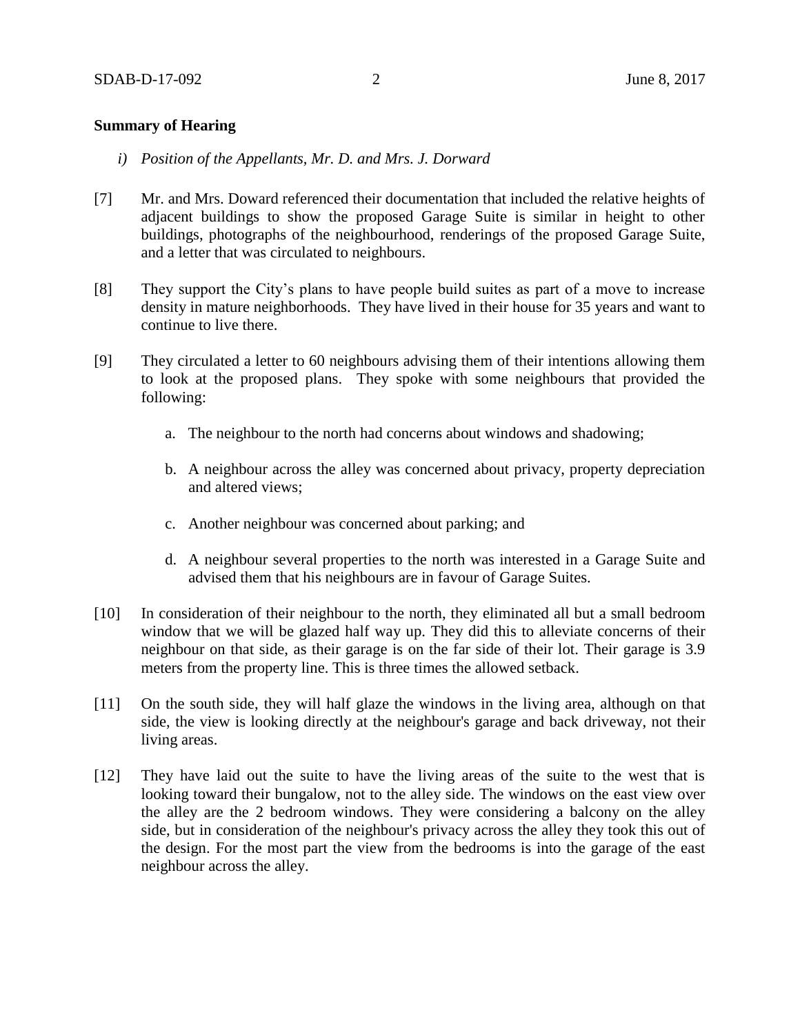**Summary of Hearing**

*i) Position of the Appellants, Mr. D. and Mrs. J. Dorward*

[7] Mr. and Mrs. Doward referenced their documentation that included the relative heights of adjacent buildings to show the proposed Garage Suite is similar in height to other buildings, photographs of the neighbourhood, renderings of the proposed Garage Suite, and a letter that was circulated to neighbours.

[8] They support the City's plans to have people build suites as part of a move to increase density in mature neighborhoods. They have lived in their house for 35 years and want to continue to live there.

[9] They circulated a letter to 60 neighbours advising them of their intentions allowing them to look at the proposed plans. They spoke with some neighbours that provided the following:

a. The neighbour to the north had concerns about windows and shadowing;

b. A neighbour across the alley was concerned about privacy, property depreciation and altered views;

c. Another neighbour was concerned about parking; and

d. A neighbour several properties to the north was interested in a Garage Suite and advised them that his neighbours are in favour of Garage Suites.

[10] In consideration of their neighbour to the north, they eliminated all but a small bedroom window that we will be glazed half way up. They did this to alleviate concerns of their neighbour on that side, as their garage is on the far side of their lot. Their garage is 3.9 meters from the property line. This is three times the allowed setback.

[11] On the south side, they will half glaze the windows in the living area, although on that side, the view is looking directly at the neighbour's garage and back driveway, not their living areas.

[12] They have laid out the suite to have the living areas of the suite to the west that is looking toward their bungalow, not to the alley side. The windows on the east view over the alley are the 2 bedroom windows. They were considering a balcony on the alley side, but in consideration of the neighbour's privacy across the alley they took this out of the design. For the most part the view from the bedrooms is into the garage of the east neighbour across the alley.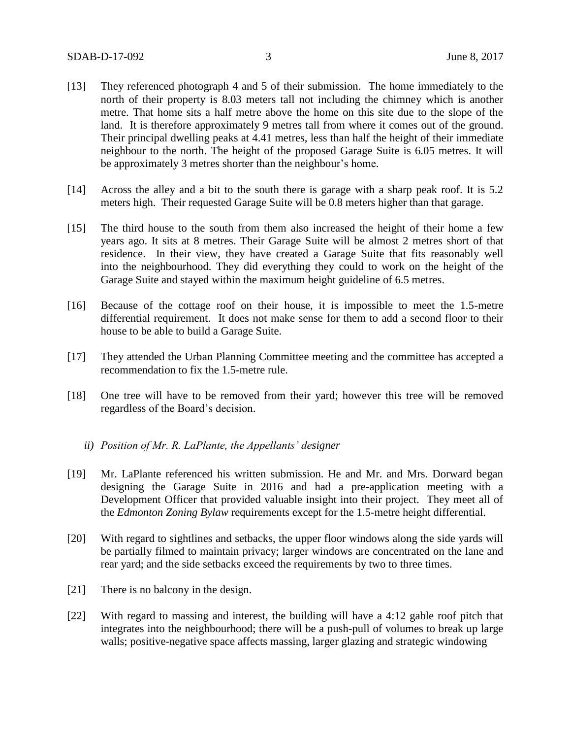[13] They referenced photograph 4 and 5 of their submission. The home immediately to the north of their property is 8.03 meters tall not including the chimney which is another metre. That home sits a half metre above the home on this site due to the slope of the land. It is therefore approximately 9 metres tall from where it comes out of the ground. Their principal dwelling peaks at 4.41 metres, less than half the height of their immediate neighbour to the north. The height of the proposed Garage Suite is 6.05 metres. It will be approximately 3 metres shorter than the neighbour's home.

[14] Across the alley and a bit to the south there is garage with a sharp peak roof. It is 5.2 meters high. Their requested Garage Suite will be 0.8 meters higher than that garage.

[15] The third house to the south from them also increased the height of their home a few years ago. It sits at 8 metres. Their Garage Suite will be almost 2 metres short of that residence. In their view, they have created a Garage Suite that fits reasonably well into the neighbourhood. They did everything they could to work on the height of the Garage Suite and stayed within the maximum height guideline of 6.5 metres.

[16] Because of the cottage roof on their house, it is impossible to meet the 1.5-metre differential requirement. It does not make sense for them to add a second floor to their house to be able to build a Garage Suite.

[17] They attended the Urban Planning Committee meeting and the committee has accepted a recommendation to fix the 1.5-metre rule.

[18] One tree will have to be removed from their yard; however this tree will be removed regardless of the Board's decision.

*ii) Position of Mr. R. LaPlante, the Appellants' designer*

[19] Mr. LaPlante referenced his written submission. He and Mr. and Mrs. Dorward began designing the Garage Suite in 2016 and had a pre-application meeting with a Development Officer that provided valuable insight into their project. They meet all of the *Edmonton Zoning Bylaw* requirements except for the 1.5-metre height differential.

[20] With regard to sightlines and setbacks, the upper floor windows along the side yards will be partially filmed to maintain privacy; larger windows are concentrated on the lane and rear yard; and the side setbacks exceed the requirements by two to three times.

[21] There is no balcony in the design.

[22] With regard to massing and interest, the building will have a 4:12 gable roof pitch that integrates into the neighbourhood; there will be a push-pull of volumes to break up large walls; positive-negative space affects massing, larger glazing and strategic windowing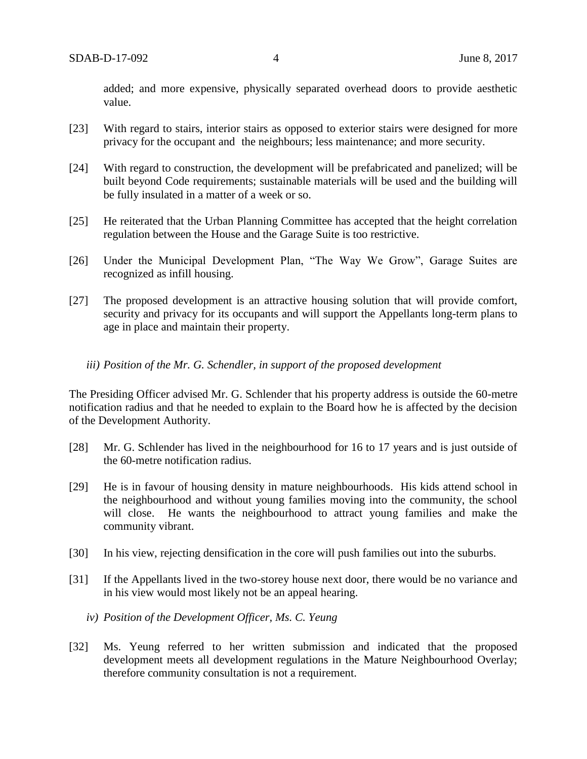added; and more expensive, physically separated overhead doors to provide aesthetic value.

[23] With regard to stairs, interior stairs as opposed to exterior stairs were designed for more privacy for the occupant and the neighbours; less maintenance; and more security.

[24] With regard to construction, the development will be prefabricated and panelized; will be built beyond Code requirements; sustainable materials will be used and the building will be fully insulated in a matter of a week or so.

[25] He reiterated that the Urban Planning Committee has accepted that the height correlation regulation between the House and the Garage Suite is too restrictive.

[26] Under the Municipal Development Plan, "The Way We Grow", Garage Suites are recognized as infill housing.

[27] The proposed development is an attractive housing solution that will provide comfort, security and privacy for its occupants and will support the Appellants long-term plans to age in place and maintain their property.

*iii) Position of the Mr. G. Schendler, in support of the proposed development*

The Presiding Officer advised Mr. G. Schlender that his property address is outside the 60-metre notification radius and that he needed to explain to the Board how he is affected by the decision of the Development Authority.

[28] Mr. G. Schlender has lived in the neighbourhood for 16 to 17 years and is just outside of the 60-metre notification radius.

[29] He is in favour of housing density in mature neighbourhoods. His kids attend school in the neighbourhood and without young families moving into the community, the school will close. He wants the neighbourhood to attract young families and make the community vibrant.

[30] In his view, rejecting densification in the core will push families out into the suburbs.

[31] If the Appellants lived in the two-storey house next door, there would be no variance and in his view would most likely not be an appeal hearing.

*iv) Position of the Development Officer, Ms. C. Yeung*

[32] Ms. Yeung referred to her written submission and indicated that the proposed development meets all development regulations in the Mature Neighbourhood Overlay; therefore community consultation is not a requirement.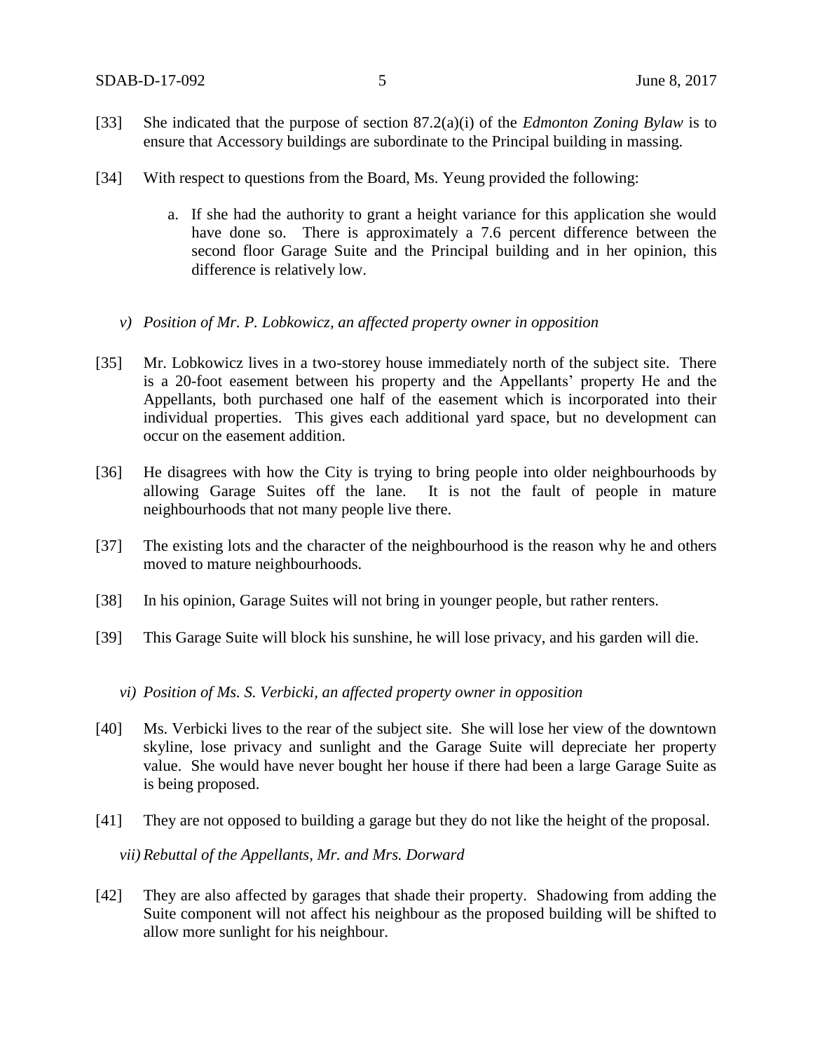[33] She indicated that the purpose of section 87.2(a)(i) of the *Edmonton Zoning Bylaw* is to ensure that Accessory buildings are subordinate to the Principal building in massing.

[34] With respect to questions from the Board, Ms. Yeung provided the following:

a. If she had the authority to grant a height variance for this application she would have done so. There is approximately a 7.6 percent difference between the second floor Garage Suite and the Principal building and in her opinion, this difference is relatively low.

*v) Position of Mr. P. Lobkowicz, an affected property owner in opposition*

[35] Mr. Lobkowicz lives in a two-storey house immediately north of the subject site. There is a 20-foot easement between his property and the Appellants' property He and the Appellants, both purchased one half of the easement which is incorporated into their individual properties. This gives each additional yard space, but no development can occur on the easement addition.

[36] He disagrees with how the City is trying to bring people into older neighbourhoods by allowing Garage Suites off the lane. It is not the fault of people in mature neighbourhoods that not many people live there.

[37] The existing lots and the character of the neighbourhood is the reason why he and others moved to mature neighbourhoods.

[38] In his opinion, Garage Suites will not bring in younger people, but rather renters.

[39] This Garage Suite will block his sunshine, he will lose privacy, and his garden will die.

*vi) Position of Ms. S. Verbicki, an affected property owner in opposition*

[40] Ms. Verbicki lives to the rear of the subject site. She will lose her view of the downtown skyline, lose privacy and sunlight and the Garage Suite will depreciate her property value. She would have never bought her house if there had been a large Garage Suite as is being proposed.

[41] They are not opposed to building a garage but they do not like the height of the proposal.

*vii) Rebuttal of the Appellants, Mr. and Mrs. Dorward*

[42] They are also affected by garages that shade their property. Shadowing from adding the Suite component will not affect his neighbour as the proposed building will be shifted to allow more sunlight for his neighbour.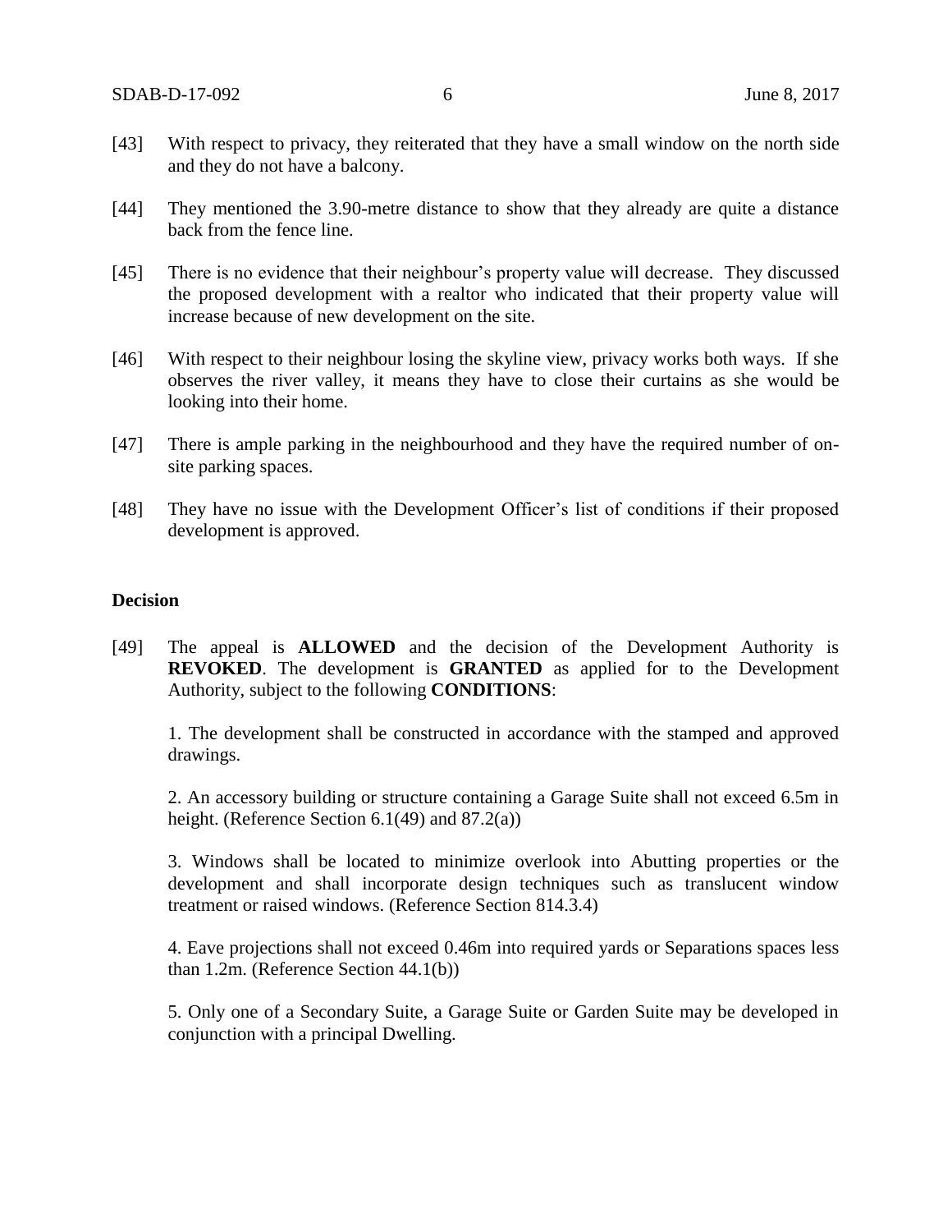[43] With respect to privacy, they reiterated that they have a small window on the north side and they do not have a balcony.

[44] They mentioned the 3.90-metre distance to show that they already are quite a distance back from the fence line.

[45] There is no evidence that their neighbour's property value will decrease. They discussed the proposed development with a realtor who indicated that their property value will increase because of new development on the site.

[46] With respect to their neighbour losing the skyline view, privacy works both ways. If she observes the river valley, it means they have to close their curtains as she would be looking into their home.

[47] There is ample parking in the neighbourhood and they have the required number of on-site parking spaces.

[48] They have no issue with the Development Officer's list of conditions if their proposed development is approved.

## Decision

[49] The appeal is **ALLOWED** and the decision of the Development Authority is **REVOKED**. The development is **GRANTED** as applied for to the Development Authority, subject to the following **CONDITIONS**:

1. The development shall be constructed in accordance with the stamped and approved drawings.

2. An accessory building or structure containing a Garage Suite shall not exceed 6.5m in height. (Reference Section 6.1(49) and 87.2(a))

3. Windows shall be located to minimize overlook into Abutting properties or the development and shall incorporate design techniques such as translucent window treatment or raised windows. (Reference Section 814.3.4)

4. Eave projections shall not exceed 0.46m into required yards or Separations spaces less than 1.2m. (Reference Section 44.1(b))

5. Only one of a Secondary Suite, a Garage Suite or Garden Suite may be developed in conjunction with a principal Dwelling.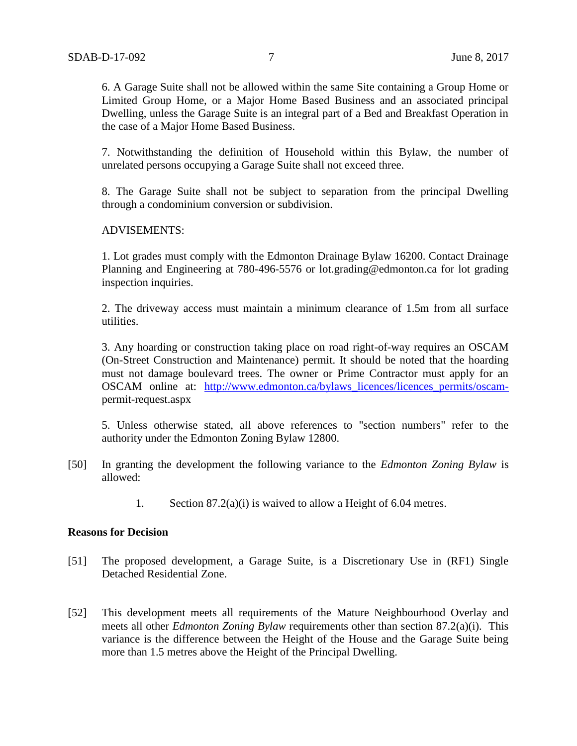6. A Garage Suite shall not be allowed within the same Site containing a Group Home or Limited Group Home, or a Major Home Based Business and an associated principal Dwelling, unless the Garage Suite is an integral part of a Bed and Breakfast Operation in the case of a Major Home Based Business.

7. Notwithstanding the definition of Household within this Bylaw, the number of unrelated persons occupying a Garage Suite shall not exceed three.

8. The Garage Suite shall not be subject to separation from the principal Dwelling through a condominium conversion or subdivision.

ADVISEMENTS:

1. Lot grades must comply with the Edmonton Drainage Bylaw 16200. Contact Drainage Planning and Engineering at 780-496-5576 or lot.grading@edmonton.ca for lot grading inspection inquiries.

2. The driveway access must maintain a minimum clearance of 1.5m from all surface utilities.

3. Any hoarding or construction taking place on road right-of-way requires an OSCAM (On-Street Construction and Maintenance) permit. It should be noted that the hoarding must not damage boulevard trees. The owner or Prime Contractor must apply for an OSCAM online at: http://www.edmonton.ca/bylaws_licences/licences_permits/oscam-permit-request.aspx

5. Unless otherwise stated, all above references to "section numbers" refer to the authority under the Edmonton Zoning Bylaw 12800.

[50] In granting the development the following variance to the *Edmonton Zoning Bylaw* is allowed:

1. Section 87.2(a)(i) is waived to allow a Height of 6.04 metres.

**Reasons for Decision**

[51] The proposed development, a Garage Suite, is a Discretionary Use in (RF1) Single Detached Residential Zone.

[52] This development meets all requirements of the Mature Neighbourhood Overlay and meets all other *Edmonton Zoning Bylaw* requirements other than section 87.2(a)(i). This variance is the difference between the Height of the House and the Garage Suite being more than 1.5 metres above the Height of the Principal Dwelling.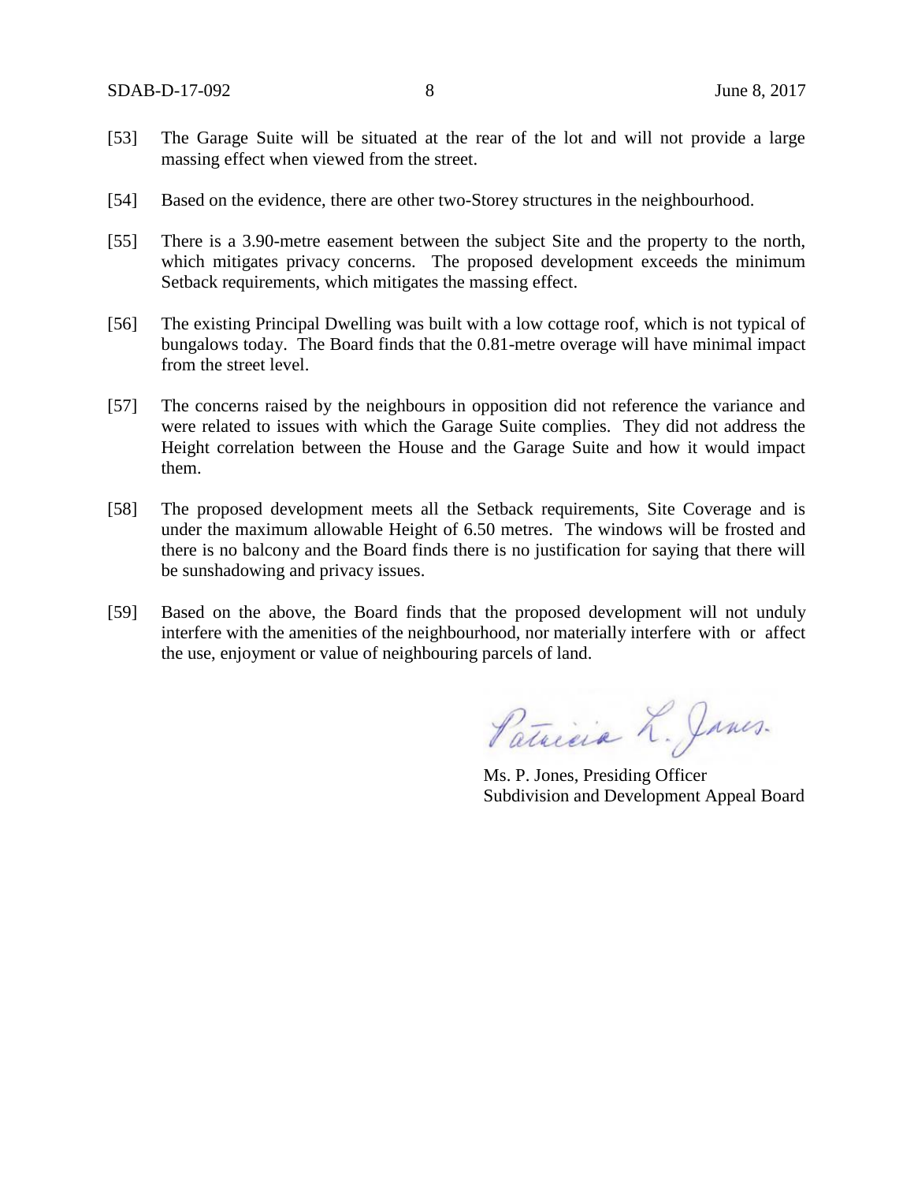[53] The Garage Suite will be situated at the rear of the lot and will not provide a large massing effect when viewed from the street.

[54] Based on the evidence, there are other two-Storey structures in the neighbourhood.

[55] There is a 3.90-metre easement between the subject Site and the property to the north, which mitigates privacy concerns. The proposed development exceeds the minimum Setback requirements, which mitigates the massing effect.

[56] The existing Principal Dwelling was built with a low cottage roof, which is not typical of bungalows today. The Board finds that the 0.81-metre overage will have minimal impact from the street level.

[57] The concerns raised by the neighbours in opposition did not reference the variance and were related to issues with which the Garage Suite complies. They did not address the Height correlation between the House and the Garage Suite and how it would impact them.

[58] The proposed development meets all the Setback requirements, Site Coverage and is under the maximum allowable Height of 6.50 metres. The windows will be frosted and there is no balcony and the Board finds there is no justification for saying that there will be sunshadowing and privacy issues.

[59] Based on the above, the Board finds that the proposed development will not unduly interfere with the amenities of the neighbourhood, nor materially interfere with or affect the use, enjoyment or value of neighbouring parcels of land.

Patricia L. Jones.

Ms. P. Jones, Presiding Officer
Subdivision and Development Appeal Board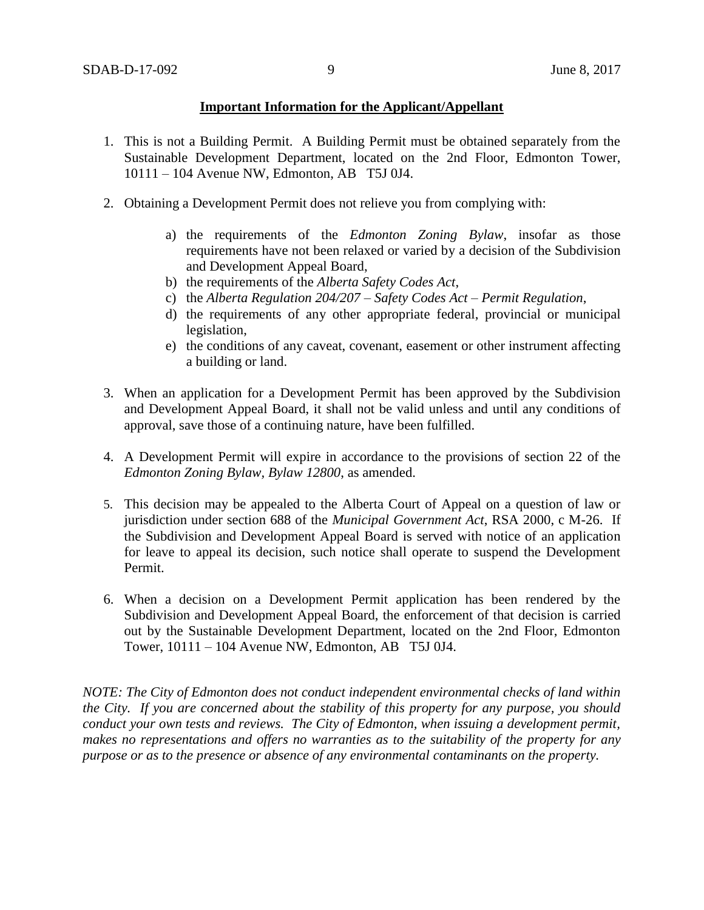**Important Information for the Applicant/Appellant**

1. This is not a Building Permit. A Building Permit must be obtained separately from the Sustainable Development Department, located on the 2nd Floor, Edmonton Tower, 10111 – 104 Avenue NW, Edmonton, AB T5J 0J4.

2. Obtaining a Development Permit does not relieve you from complying with:

    a) the requirements of the *Edmonton Zoning Bylaw*, insofar as those requirements have not been relaxed or varied by a decision of the Subdivision and Development Appeal Board,
    b) the requirements of the *Alberta Safety Codes Act*,
    c) the *Alberta Regulation 204/207 – Safety Codes Act – Permit Regulation*,
    d) the requirements of any other appropriate federal, provincial or municipal legislation,
    e) the conditions of any caveat, covenant, easement or other instrument affecting a building or land.

3. When an application for a Development Permit has been approved by the Subdivision and Development Appeal Board, it shall not be valid unless and until any conditions of approval, save those of a continuing nature, have been fulfilled.

4. A Development Permit will expire in accordance to the provisions of section 22 of the *Edmonton Zoning Bylaw, Bylaw 12800*, as amended.

5. This decision may be appealed to the Alberta Court of Appeal on a question of law or jurisdiction under section 688 of the *Municipal Government Act*, RSA 2000, c M-26. If the Subdivision and Development Appeal Board is served with notice of an application for leave to appeal its decision, such notice shall operate to suspend the Development Permit.

6. When a decision on a Development Permit application has been rendered by the Subdivision and Development Appeal Board, the enforcement of that decision is carried out by the Sustainable Development Department, located on the 2nd Floor, Edmonton Tower, 10111 – 104 Avenue NW, Edmonton, AB T5J 0J4.

*NOTE: The City of Edmonton does not conduct independent environmental checks of land within the City. If you are concerned about the stability of this property for any purpose, you should conduct your own tests and reviews. The City of Edmonton, when issuing a development permit, makes no representations and offers no warranties as to the suitability of the property for any purpose or as to the presence or absence of any environmental contaminants on the property.*